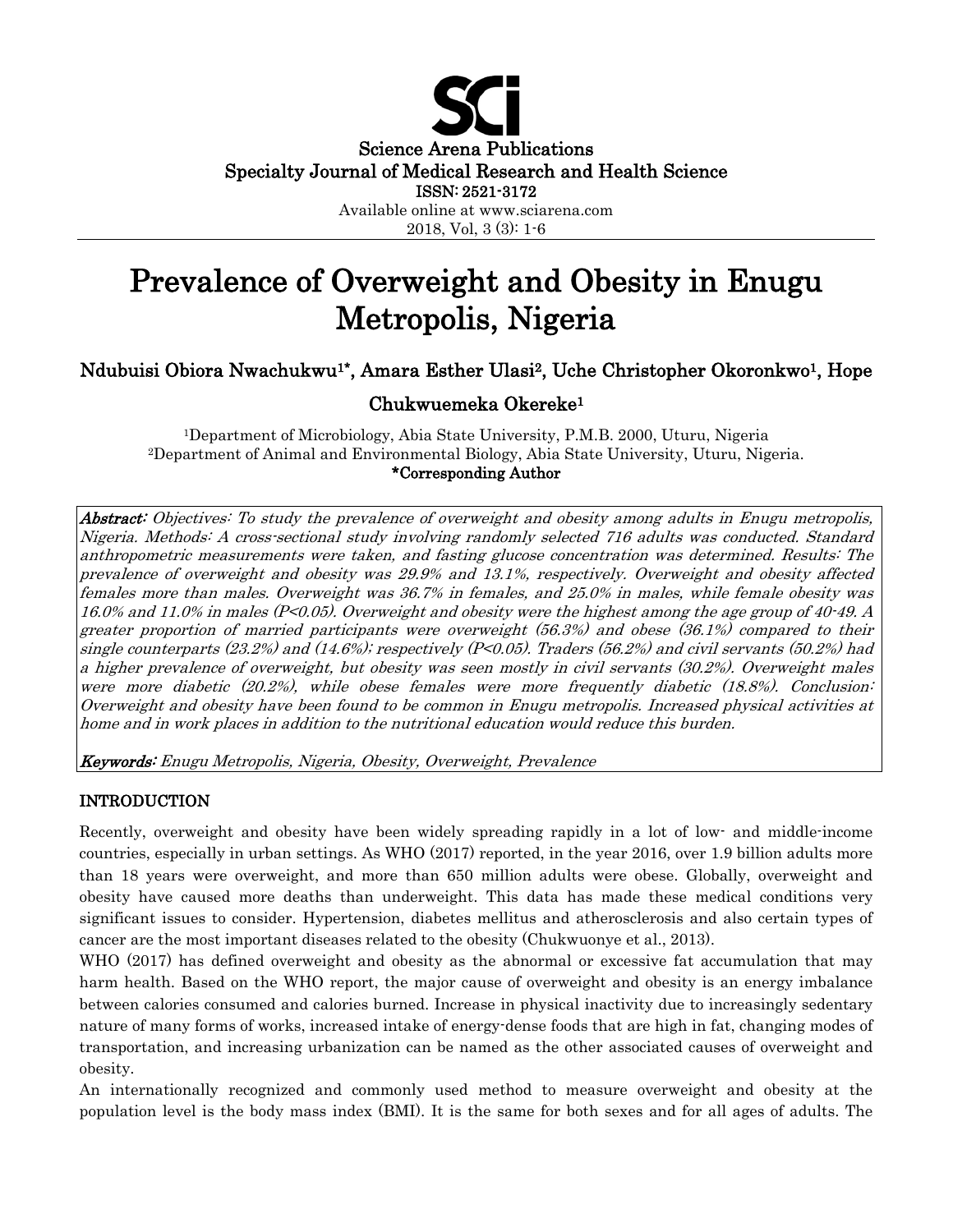Science Arena Publications
Specialty Journal of Medical Research and Health Science
ISSN: 2521-3172
Available online at www.sciarena.com
2018, Vol, 3 (3): 1-6

# Prevalence of Overweight and Obesity in Enugu Metropolis, Nigeria

**Ndubuisi Obiora Nwachukwu[1*], Amara Esther Ulasi[2], Uche Christopher Okoronkwo[1], Hope Chukwuemeka Okereke[1]**

[1]Department of Microbiology, Abia State University, P.M.B. 2000, Uturu, Nigeria
[2]Department of Animal and Environmental Biology, Abia State University, Uturu, Nigeria.
**\*Corresponding Author**

***Abstract:*** *Objectives: To study the prevalence of overweight and obesity among adults in Enugu metropolis, Nigeria. Methods: A cross-sectional study involving randomly selected 716 adults was conducted. Standard anthropometric measurements were taken, and fasting glucose concentration was determined. Results: The prevalence of overweight and obesity was 29.9% and 13.1%, respectively. Overweight and obesity affected females more than males. Overweight was 36.7% in females, and 25.0% in males, while female obesity was 16.0% and 11.0% in males (P<0.05). Overweight and obesity were the highest among the age group of 40-49. A greater proportion of married participants were overweight (56.3%) and obese (36.1%) compared to their single counterparts (23.2%) and (14.6%); respectively (P<0.05). Traders (56.2%) and civil servants (50.2%) had a higher prevalence of overweight, but obesity was seen mostly in civil servants (30.2%). Overweight males were more diabetic (20.2%), while obese females were more frequently diabetic (18.8%). Conclusion: Overweight and obesity have been found to be common in Enugu metropolis. Increased physical activities at home and in work places in addition to the nutritional education would reduce this burden.*

***Keywords:*** *Enugu Metropolis, Nigeria, Obesity, Overweight, Prevalence*

## INTRODUCTION

Recently, overweight and obesity have been widely spreading rapidly in a lot of low- and middle-income countries, especially in urban settings. As WHO (2017) reported, in the year 2016, over 1.9 billion adults more than 18 years were overweight, and more than 650 million adults were obese. Globally, overweight and obesity have caused more deaths than underweight. This data has made these medical conditions very significant issues to consider. Hypertension, diabetes mellitus and atherosclerosis and also certain types of cancer are the most important diseases related to the obesity (Chukwuonye et al., 2013).

WHO (2017) has defined overweight and obesity as the abnormal or excessive fat accumulation that may harm health. Based on the WHO report, the major cause of overweight and obesity is an energy imbalance between calories consumed and calories burned. Increase in physical inactivity due to increasingly sedentary nature of many forms of works, increased intake of energy-dense foods that are high in fat, changing modes of transportation, and increasing urbanization can be named as the other associated causes of overweight and obesity.

An internationally recognized and commonly used method to measure overweight and obesity at the population level is the body mass index (BMI). It is the same for both sexes and for all ages of adults. The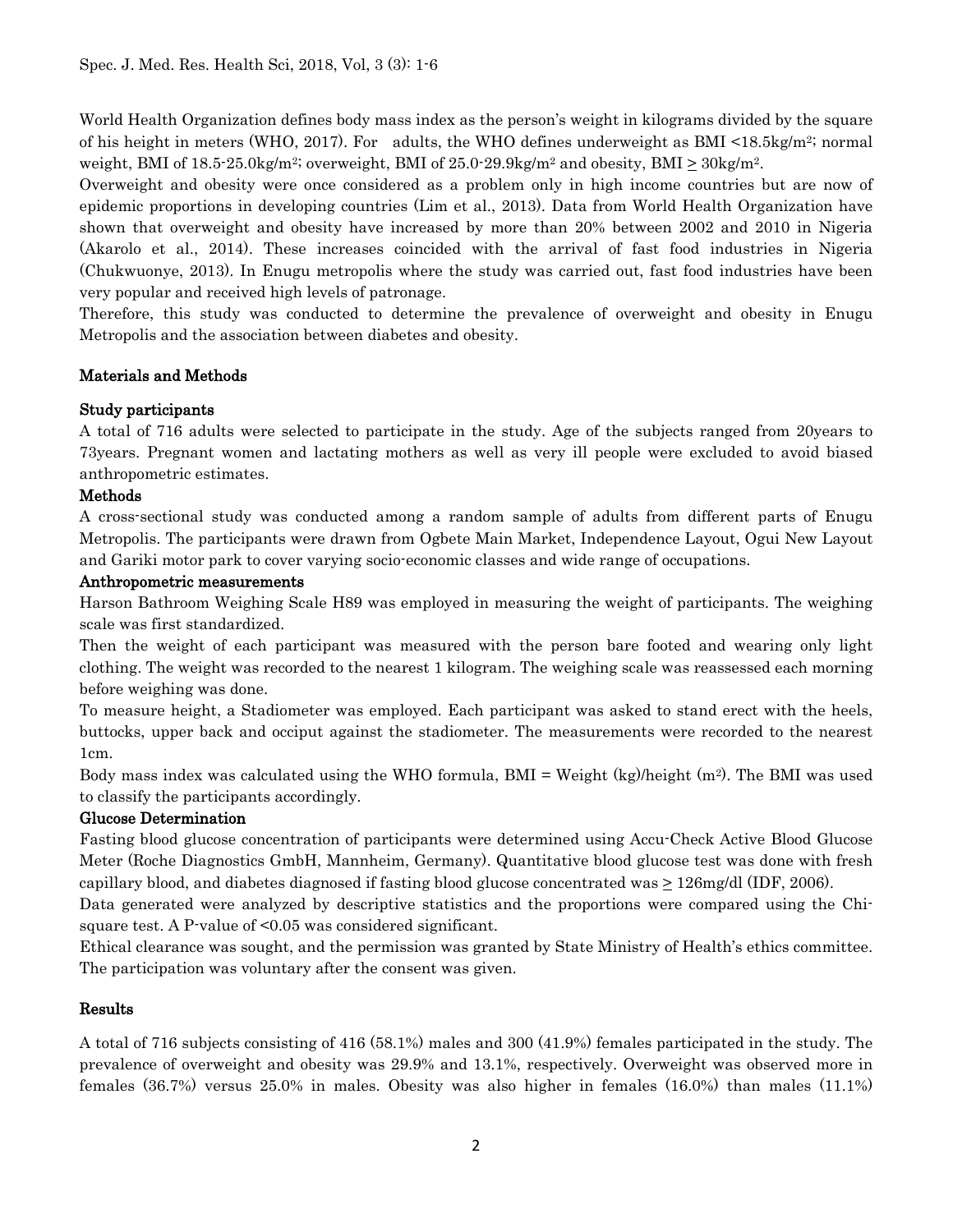World Health Organization defines body mass index as the person's weight in kilograms divided by the square of his height in meters (WHO, 2017). For adults, the WHO defines underweight as BMI <18.5kg/m$^2$; normal weight, BMI of 18.5-25.0kg/m$^2$; overweight, BMI of 25.0-29.9kg/m$^2$ and obesity, BMI $\geq$ 30kg/m$^2$.

Overweight and obesity were once considered as a problem only in high income countries but are now of epidemic proportions in developing countries (Lim et al., 2013). Data from World Health Organization have shown that overweight and obesity have increased by more than 20% between 2002 and 2010 in Nigeria (Akarolo et al., 2014). These increases coincided with the arrival of fast food industries in Nigeria (Chukwuonye, 2013). In Enugu metropolis where the study was carried out, fast food industries have been very popular and received high levels of patronage.

Therefore, this study was conducted to determine the prevalence of overweight and obesity in Enugu Metropolis and the association between diabetes and obesity.

## Materials and Methods

### Study participants

A total of 716 adults were selected to participate in the study. Age of the subjects ranged from 20years to 73years. Pregnant women and lactating mothers as well as very ill people were excluded to avoid biased anthropometric estimates.

### Methods

A cross-sectional study was conducted among a random sample of adults from different parts of Enugu Metropolis. The participants were drawn from Ogbete Main Market, Independence Layout, Ogui New Layout and Gariki motor park to cover varying socio-economic classes and wide range of occupations.

### Anthropometric measurements

Harson Bathroom Weighing Scale H89 was employed in measuring the weight of participants. The weighing scale was first standardized.

Then the weight of each participant was measured with the person bare footed and wearing only light clothing. The weight was recorded to the nearest 1 kilogram. The weighing scale was reassessed each morning before weighing was done.

To measure height, a Stadiometer was employed. Each participant was asked to stand erect with the heels, buttocks, upper back and occiput against the stadiometer. The measurements were recorded to the nearest 1cm.

Body mass index was calculated using the WHO formula, BMI = Weight (kg)/height (m$^2$). The BMI was used to classify the participants accordingly.

### Glucose Determination

Fasting blood glucose concentration of participants were determined using Accu-Check Active Blood Glucose Meter (Roche Diagnostics GmbH, Mannheim, Germany). Quantitative blood glucose test was done with fresh capillary blood, and diabetes diagnosed if fasting blood glucose concentrated was $\geq$ 126mg/dl (IDF, 2006).

Data generated were analyzed by descriptive statistics and the proportions were compared using the Chi-square test. A P-value of <0.05 was considered significant.

Ethical clearance was sought, and the permission was granted by State Ministry of Health's ethics committee. The participation was voluntary after the consent was given.

## Results

A total of 716 subjects consisting of 416 (58.1%) males and 300 (41.9%) females participated in the study. The prevalence of overweight and obesity was 29.9% and 13.1%, respectively. Overweight was observed more in females (36.7%) versus 25.0% in males. Obesity was also higher in females (16.0%) than males (11.1%)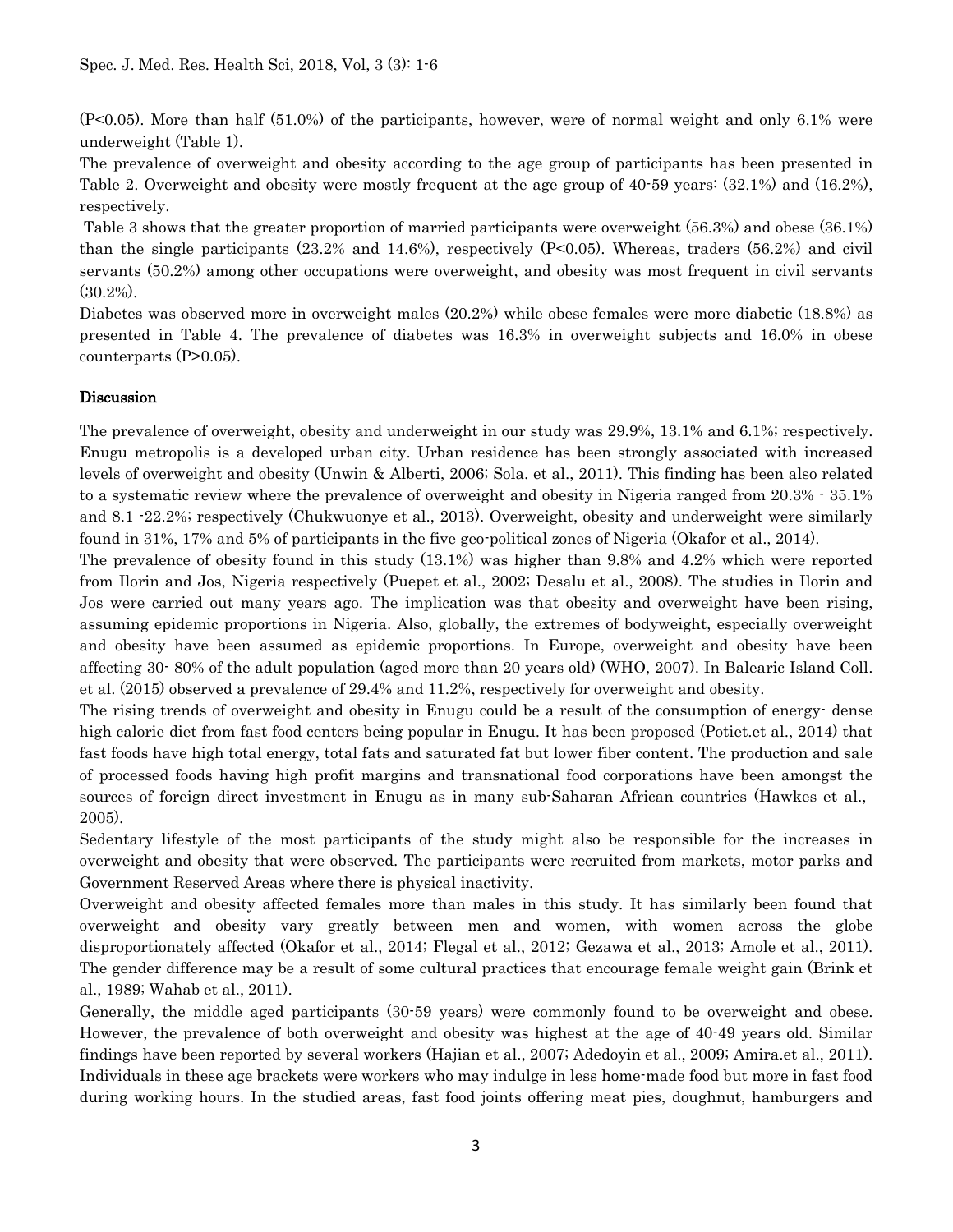(P<0.05). More than half (51.0%) of the participants, however, were of normal weight and only 6.1% were underweight (Table 1).

The prevalence of overweight and obesity according to the age group of participants has been presented in Table 2. Overweight and obesity were mostly frequent at the age group of 40-59 years: (32.1%) and (16.2%), respectively.

Table 3 shows that the greater proportion of married participants were overweight (56.3%) and obese (36.1%) than the single participants (23.2% and 14.6%), respectively (P<0.05). Whereas, traders (56.2%) and civil servants (50.2%) among other occupations were overweight, and obesity was most frequent in civil servants (30.2%).

Diabetes was observed more in overweight males (20.2%) while obese females were more diabetic (18.8%) as presented in Table 4. The prevalence of diabetes was 16.3% in overweight subjects and 16.0% in obese counterparts (P>0.05).

## Discussion

The prevalence of overweight, obesity and underweight in our study was 29.9%, 13.1% and 6.1%; respectively. Enugu metropolis is a developed urban city. Urban residence has been strongly associated with increased levels of overweight and obesity (Unwin & Alberti, 2006; Sola. et al., 2011). This finding has been also related to a systematic review where the prevalence of overweight and obesity in Nigeria ranged from 20.3% - 35.1% and 8.1 -22.2%; respectively (Chukwuonye et al., 2013). Overweight, obesity and underweight were similarly found in 31%, 17% and 5% of participants in the five geo-political zones of Nigeria (Okafor et al., 2014).

The prevalence of obesity found in this study (13.1%) was higher than 9.8% and 4.2% which were reported from Ilorin and Jos, Nigeria respectively (Puepet et al., 2002; Desalu et al., 2008). The studies in Ilorin and Jos were carried out many years ago. The implication was that obesity and overweight have been rising, assuming epidemic proportions in Nigeria. Also, globally, the extremes of bodyweight, especially overweight and obesity have been assumed as epidemic proportions. In Europe, overweight and obesity have been affecting 30- 80% of the adult population (aged more than 20 years old) (WHO, 2007). In Balearic Island Coll. et al. (2015) observed a prevalence of 29.4% and 11.2%, respectively for overweight and obesity.

The rising trends of overweight and obesity in Enugu could be a result of the consumption of energy- dense high calorie diet from fast food centers being popular in Enugu. It has been proposed (Potiet.et al., 2014) that fast foods have high total energy, total fats and saturated fat but lower fiber content. The production and sale of processed foods having high profit margins and transnational food corporations have been amongst the sources of foreign direct investment in Enugu as in many sub-Saharan African countries (Hawkes et al., 2005).

Sedentary lifestyle of the most participants of the study might also be responsible for the increases in overweight and obesity that were observed. The participants were recruited from markets, motor parks and Government Reserved Areas where there is physical inactivity.

Overweight and obesity affected females more than males in this study. It has similarly been found that overweight and obesity vary greatly between men and women, with women across the globe disproportionately affected (Okafor et al., 2014; Flegal et al., 2012; Gezawa et al., 2013; Amole et al., 2011). The gender difference may be a result of some cultural practices that encourage female weight gain (Brink et al., 1989; Wahab et al., 2011).

Generally, the middle aged participants (30-59 years) were commonly found to be overweight and obese. However, the prevalence of both overweight and obesity was highest at the age of 40-49 years old. Similar findings have been reported by several workers (Hajian et al., 2007; Adedoyin et al., 2009; Amira.et al., 2011). Individuals in these age brackets were workers who may indulge in less home-made food but more in fast food during working hours. In the studied areas, fast food joints offering meat pies, doughnut, hamburgers and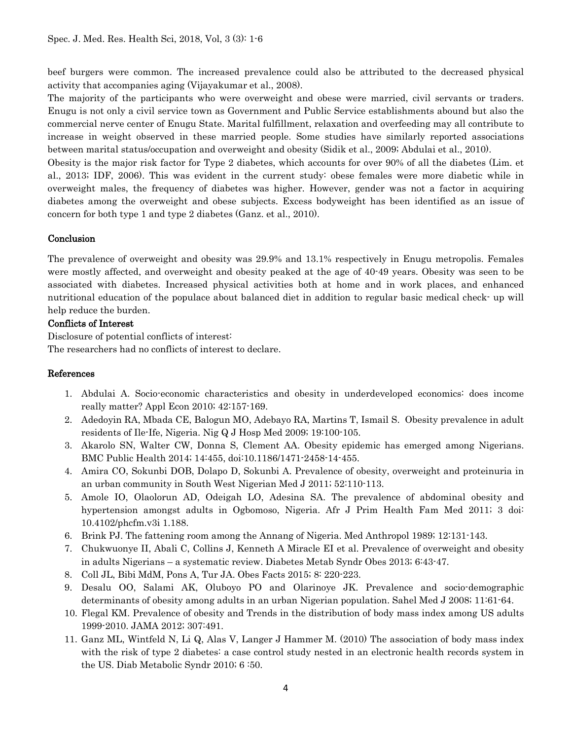beef burgers were common. The increased prevalence could also be attributed to the decreased physical activity that accompanies aging (Vijayakumar et al., 2008).

The majority of the participants who were overweight and obese were married, civil servants or traders. Enugu is not only a civil service town as Government and Public Service establishments abound but also the commercial nerve center of Enugu State. Marital fulfillment, relaxation and overfeeding may all contribute to increase in weight observed in these married people. Some studies have similarly reported associations between marital status/occupation and overweight and obesity (Sidik et al., 2009; Abdulai et al., 2010).

Obesity is the major risk factor for Type 2 diabetes, which accounts for over 90% of all the diabetes (Lim. et al., 2013; IDF, 2006). This was evident in the current study: obese females were more diabetic while in overweight males, the frequency of diabetes was higher. However, gender was not a factor in acquiring diabetes among the overweight and obese subjects. Excess bodyweight has been identified as an issue of concern for both type 1 and type 2 diabetes (Ganz. et al., 2010).

## Conclusion

The prevalence of overweight and obesity was 29.9% and 13.1% respectively in Enugu metropolis. Females were mostly affected, and overweight and obesity peaked at the age of 40-49 years. Obesity was seen to be associated with diabetes. Increased physical activities both at home and in work places, and enhanced nutritional education of the populace about balanced diet in addition to regular basic medical check- up will help reduce the burden.

## Conflicts of Interest

Disclosure of potential conflicts of interest:

The researchers had no conflicts of interest to declare.

## References

1. Abdulai A. Socio-economic characteristics and obesity in underdeveloped economics: does income really matter? Appl Econ 2010; 42:157-169.
2. Adedoyin RA, Mbada CE, Balogun MO, Adebayo RA, Martins T, Ismail S. Obesity prevalence in adult residents of Ile-Ife, Nigeria. Nig Q J Hosp Med 2009; 19:100-105.
3. Akarolo SN, Walter CW, Donna S, Clement AA. Obesity epidemic has emerged among Nigerians. BMC Public Health 2014; 14:455, doi:10.1186/1471-2458-14-455.
4. Amira CO, Sokunbi DOB, Dolapo D, Sokunbi A. Prevalence of obesity, overweight and proteinuria in an urban community in South West Nigerian Med J 2011; 52:110-113.
5. Amole IO, Olaolorun AD, Odeigah LO, Adesina SA. The prevalence of abdominal obesity and hypertension amongst adults in Ogbomoso, Nigeria. Afr J Prim Health Fam Med 2011; 3 doi: 10.4102/phcfm.v3i 1.188.
6. Brink PJ. The fattening room among the Annang of Nigeria. Med Anthropol 1989; 12:131-143.
7. Chukwuonye II, Abali C, Collins J, Kenneth A Miracle EI et al. Prevalence of overweight and obesity in adults Nigerians – a systematic review. Diabetes Metab Syndr Obes 2013; 6:43-47.
8. Coll JL, Bibi MdM, Pons A, Tur JA. Obes Facts 2015; 8: 220-223.
9. Desalu OO, Salami AK, Oluboyo PO and Olarinoye JK. Prevalence and socio-demographic determinants of obesity among adults in an urban Nigerian population. Sahel Med J 2008; 11:61-64.
10. Flegal KM. Prevalence of obesity and Trends in the distribution of body mass index among US adults 1999-2010. JAMA 2012; 307:491.
11. Ganz ML, Wintfeld N, Li Q, Alas V, Langer J Hammer M. (2010) The association of body mass index with the risk of type 2 diabetes: a case control study nested in an electronic health records system in the US. Diab Metabolic Syndr 2010; 6 :50.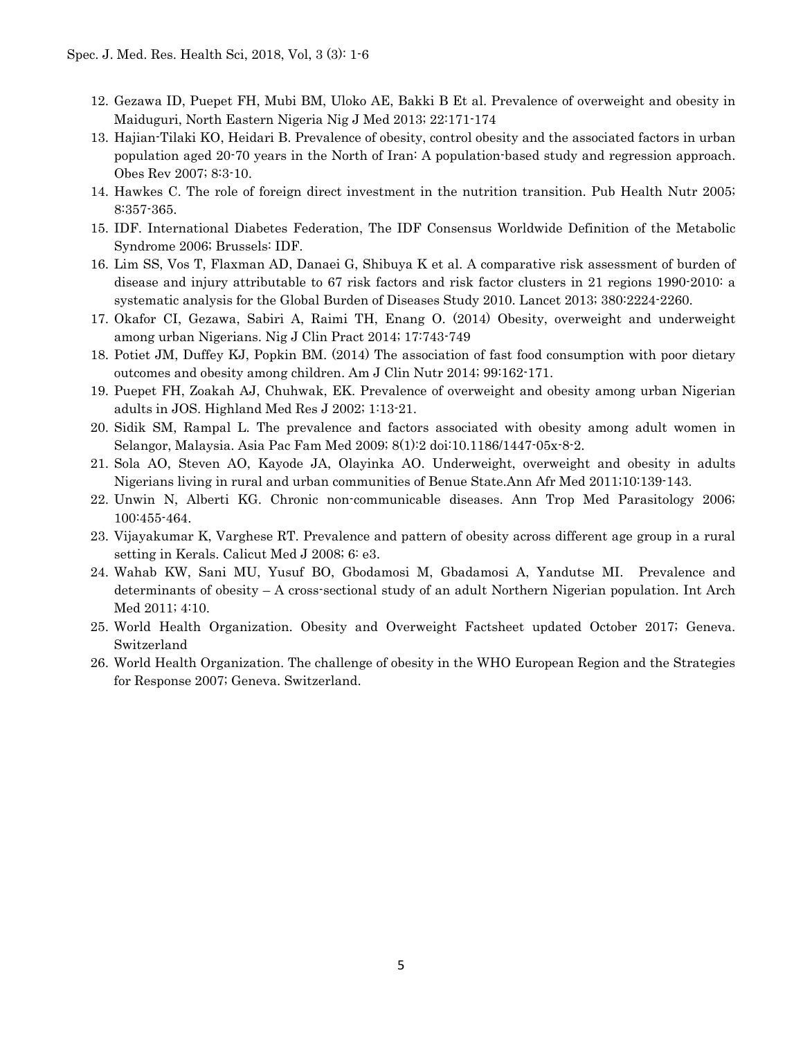12. Gezawa ID, Puepet FH, Mubi BM, Uloko AE, Bakki B Et al. Prevalence of overweight and obesity in Maiduguri, North Eastern Nigeria Nig J Med 2013; 22:171-174
13. Hajian-Tilaki KO, Heidari B. Prevalence of obesity, control obesity and the associated factors in urban population aged 20-70 years in the North of Iran: A population-based study and regression approach. Obes Rev 2007; 8:3-10.
14. Hawkes C. The role of foreign direct investment in the nutrition transition. Pub Health Nutr 2005; 8:357-365.
15. IDF. International Diabetes Federation, The IDF Consensus Worldwide Definition of the Metabolic Syndrome 2006; Brussels: IDF.
16. Lim SS, Vos T, Flaxman AD, Danaei G, Shibuya K et al. A comparative risk assessment of burden of disease and injury attributable to 67 risk factors and risk factor clusters in 21 regions 1990-2010: a systematic analysis for the Global Burden of Diseases Study 2010. Lancet 2013; 380:2224-2260.
17. Okafor CI, Gezawa, Sabiri A, Raimi TH, Enang O. (2014) Obesity, overweight and underweight among urban Nigerians. Nig J Clin Pract 2014; 17:743-749
18. Potiet JM, Duffey KJ, Popkin BM. (2014) The association of fast food consumption with poor dietary outcomes and obesity among children. Am J Clin Nutr 2014; 99:162-171.
19. Puepet FH, Zoakah AJ, Chuhwak, EK. Prevalence of overweight and obesity among urban Nigerian adults in JOS. Highland Med Res J 2002; 1:13-21.
20. Sidik SM, Rampal L. The prevalence and factors associated with obesity among adult women in Selangor, Malaysia. Asia Pac Fam Med 2009; 8(1):2 doi:10.1186/1447-05x-8-2.
21. Sola AO, Steven AO, Kayode JA, Olayinka AO. Underweight, overweight and obesity in adults Nigerians living in rural and urban communities of Benue State.Ann Afr Med 2011;10:139-143.
22. Unwin N, Alberti KG. Chronic non-communicable diseases. Ann Trop Med Parasitology 2006; 100:455-464.
23. Vijayakumar K, Varghese RT. Prevalence and pattern of obesity across different age group in a rural setting in Kerals. Calicut Med J 2008; 6: e3.
24. Wahab KW, Sani MU, Yusuf BO, Gbodamosi M, Gbadamosi A, Yandutse MI. Prevalence and determinants of obesity – A cross-sectional study of an adult Northern Nigerian population. Int Arch Med 2011; 4:10.
25. World Health Organization. Obesity and Overweight Factsheet updated October 2017; Geneva. Switzerland
26. World Health Organization. The challenge of obesity in the WHO European Region and the Strategies for Response 2007; Geneva. Switzerland.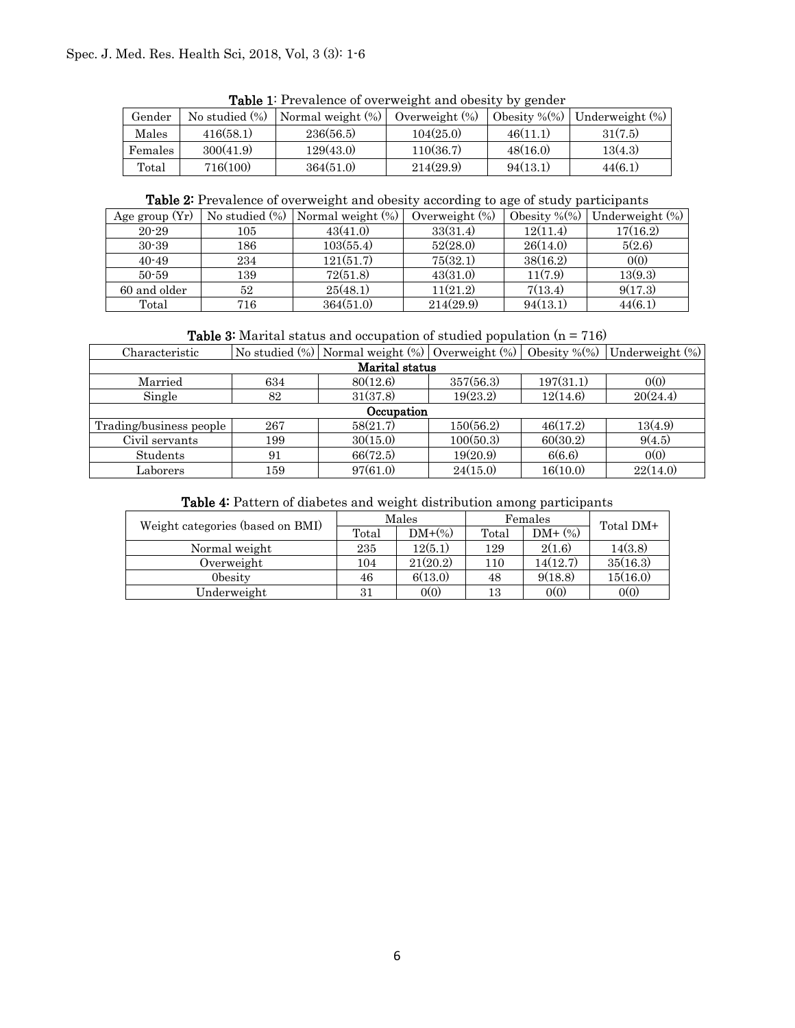**Table 1**: Prevalence of overweight and obesity by gender

| Gender | No studied (%) | Normal weight (%) | Overweight (%) | Obesity %(%) | Underweight (%) |
|---|---|---|---|---|---|
| Males | 416(58.1) | 236(56.5) | 104(25.0) | 46(11.1) | 31(7.5) |
| Females | 300(41.9) | 129(43.0) | 110(36.7) | 48(16.0) | 13(4.3) |
| Total | 716(100) | 364(51.0) | 214(29.9) | 94(13.1) | 44(6.1) |

**Table 2:** Prevalence of overweight and obesity according to age of study participants

| Age group (Yr) | No studied (%) | Normal weight (%) | Overweight (%) | Obesity %(%) | Underweight (%) |
|---|---|---|---|---|---|
| 20-29 | 105 | 43(41.0) | 33(31.4) | 12(11.4) | 17(16.2) |
| 30-39 | 186 | 103(55.4) | 52(28.0) | 26(14.0) | 5(2.6) |
| 40-49 | 234 | 121(51.7) | 75(32.1) | 38(16.2) | 0(0) |
| 50-59 | 139 | 72(51.8) | 43(31.0) | 11(7.9) | 13(9.3) |
| 60 and older | 52 | 25(48.1) | 11(21.2) | 7(13.4) | 9(17.3) |
| Total | 716 | 364(51.0) | 214(29.9) | 94(13.1) | 44(6.1) |

**Table 3:** Marital status and occupation of studied population (n = 716)

| Characteristic | No studied (%) | Normal weight (%) | Overweight (%) | Obesity %(%) | Underweight (%) |
|---|---|---|---|---|---|
| **Marital status** | | | | | |
| Married | 634 | 80(12.6) | 357(56.3) | 197(31.1) | 0(0) |
| Single | 82 | 31(37.8) | 19(23.2) | 12(14.6) | 20(24.4) |
| **Occupation** | | | | | |
| Trading/business people | 267 | 58(21.7) | 150(56.2) | 46(17.2) | 13(4.9) |
| Civil servants | 199 | 30(15.0) | 100(50.3) | 60(30.2) | 9(4.5) |
| Students | 91 | 66(72.5) | 19(20.9) | 6(6.6) | 0(0) |
| Laborers | 159 | 97(61.0) | 24(15.0) | 16(10.0) | 22(14.0) |

**Table 4:** Pattern of diabetes and weight distribution among participants

| Weight categories (based on BMI) | Males | | Females | | Total DM+ |
|---|---|---|---|---|---|
| | Total | DM+(%) | Total | DM+ (%) | |
| Normal weight | 235 | 12(5.1) | 129 | 2(1.6) | 14(3.8) |
| Overweight | 104 | 21(20.2) | 110 | 14(12.7) | 35(16.3) |
| 0besity | 46 | 6(13.0) | 48 | 9(18.8) | 15(16.0) |
| Underweight | 31 | 0(0) | 13 | 0(0) | 0(0) |